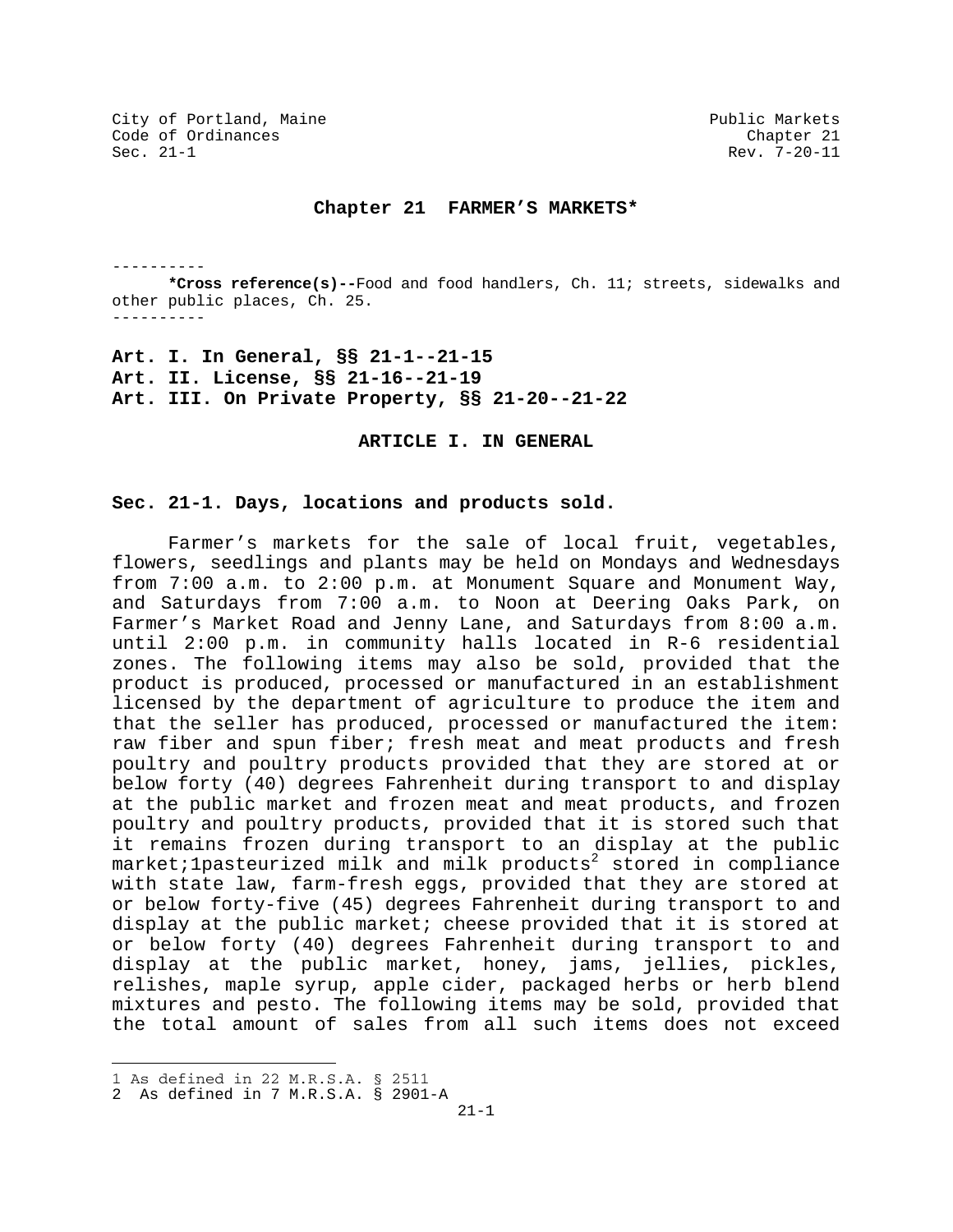# Chapter 21 FARMER'S MARKETS*

----------

**\*Cross reference(s)--**Food and food handlers, Ch. 11; streets, sidewalks and other public places, Ch. 25.

----------

**Art. I. In General, §§ 21-1--21-15**
**Art. II. License, §§ 21-16--21-19**
**Art. III. On Private Property, §§ 21-20--21-22**

## ARTICLE I. IN GENERAL

### Sec. 21-1. Days, locations and products sold.

Farmer's markets for the sale of local fruit, vegetables, flowers, seedlings and plants may be held on Mondays and Wednesdays from 7:00 a.m. to 2:00 p.m. at Monument Square and Monument Way, and Saturdays from 7:00 a.m. to Noon at Deering Oaks Park, on Farmer's Market Road and Jenny Lane, and Saturdays from 8:00 a.m. until 2:00 p.m. in community halls located in R-6 residential zones. The following items may also be sold, provided that the product is produced, processed or manufactured in an establishment licensed by the department of agriculture to produce the item and that the seller has produced, processed or manufactured the item: raw fiber and spun fiber; fresh meat and meat products and fresh poultry and poultry products provided that they are stored at or below forty (40) degrees Fahrenheit during transport to and display at the public market and frozen meat and meat products, and frozen poultry and poultry products, provided that it is stored such that it remains frozen during transport to an display at the public market;1pasteurized milk and milk products[2] stored in compliance with state law, farm-fresh eggs, provided that they are stored at or below forty-five (45) degrees Fahrenheit during transport to and display at the public market; cheese provided that it is stored at or below forty (40) degrees Fahrenheit during transport to and display at the public market, honey, jams, jellies, pickles, relishes, maple syrup, apple cider, packaged herbs or herb blend mixtures and pesto. The following items may be sold, provided that the total amount of sales from all such items does not exceed

---

1 As defined in 22 M.R.S.A. § 2511
2 As defined in 7 M.R.S.A. § 2901-A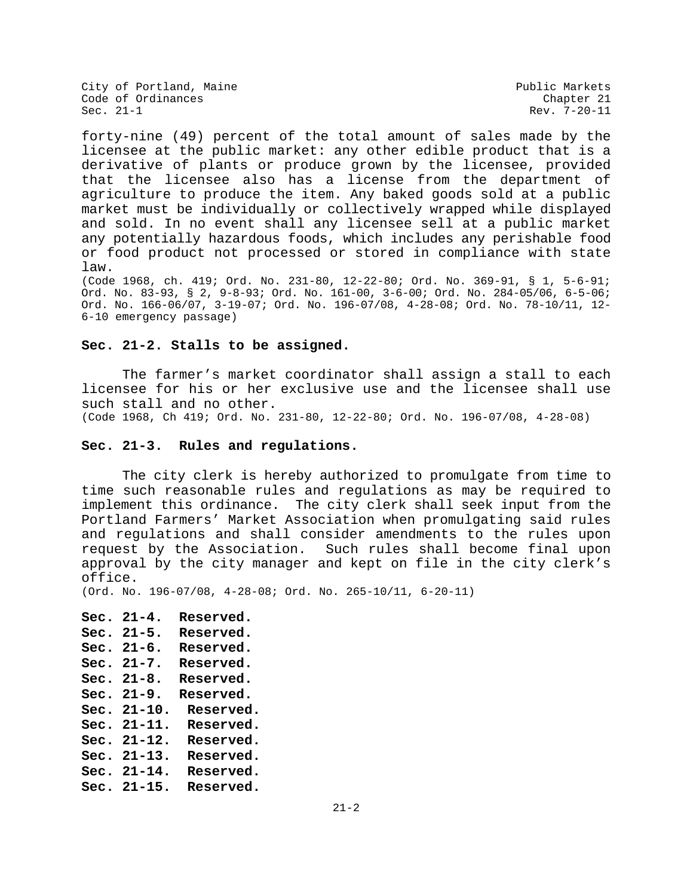forty-nine (49) percent of the total amount of sales made by the licensee at the public market: any other edible product that is a derivative of plants or produce grown by the licensee, provided that the licensee also has a license from the department of agriculture to produce the item. Any baked goods sold at a public market must be individually or collectively wrapped while displayed and sold. In no event shall any licensee sell at a public market any potentially hazardous foods, which includes any perishable food or food product not processed or stored in compliance with state law.

(Code 1968, ch. 419; Ord. No. 231-80, 12-22-80; Ord. No. 369-91, § 1, 5-6-91; Ord. No. 83-93, § 2, 9-8-93; Ord. No. 161-00, 3-6-00; Ord. No. 284-05/06, 6-5-06; Ord. No. 166-06/07, 3-19-07; Ord. No. 196-07/08, 4-28-08; Ord. No. 78-10/11, 12-6-10 emergency passage)

**Sec. 21-2. Stalls to be assigned.**

The farmer's market coordinator shall assign a stall to each licensee for his or her exclusive use and the licensee shall use such stall and no other.

(Code 1968, Ch 419; Ord. No. 231-80, 12-22-80; Ord. No. 196-07/08, 4-28-08)

**Sec. 21-3. Rules and regulations.**

The city clerk is hereby authorized to promulgate from time to time such reasonable rules and regulations as may be required to implement this ordinance. The city clerk shall seek input from the Portland Farmers' Market Association when promulgating said rules and regulations and shall consider amendments to the rules upon request by the Association. Such rules shall become final upon approval by the city manager and kept on file in the city clerk's office.

(Ord. No. 196-07/08, 4-28-08; Ord. No. 265-10/11, 6-20-11)

**Sec. 21-4. Reserved.**
**Sec. 21-5. Reserved.**
**Sec. 21-6. Reserved.**
**Sec. 21-7. Reserved.**
**Sec. 21-8. Reserved.**
**Sec. 21-9. Reserved.**
**Sec. 21-10. Reserved.**
**Sec. 21-11. Reserved.**
**Sec. 21-12. Reserved.**
**Sec. 21-13. Reserved.**
**Sec. 21-14. Reserved.**
**Sec. 21-15. Reserved.**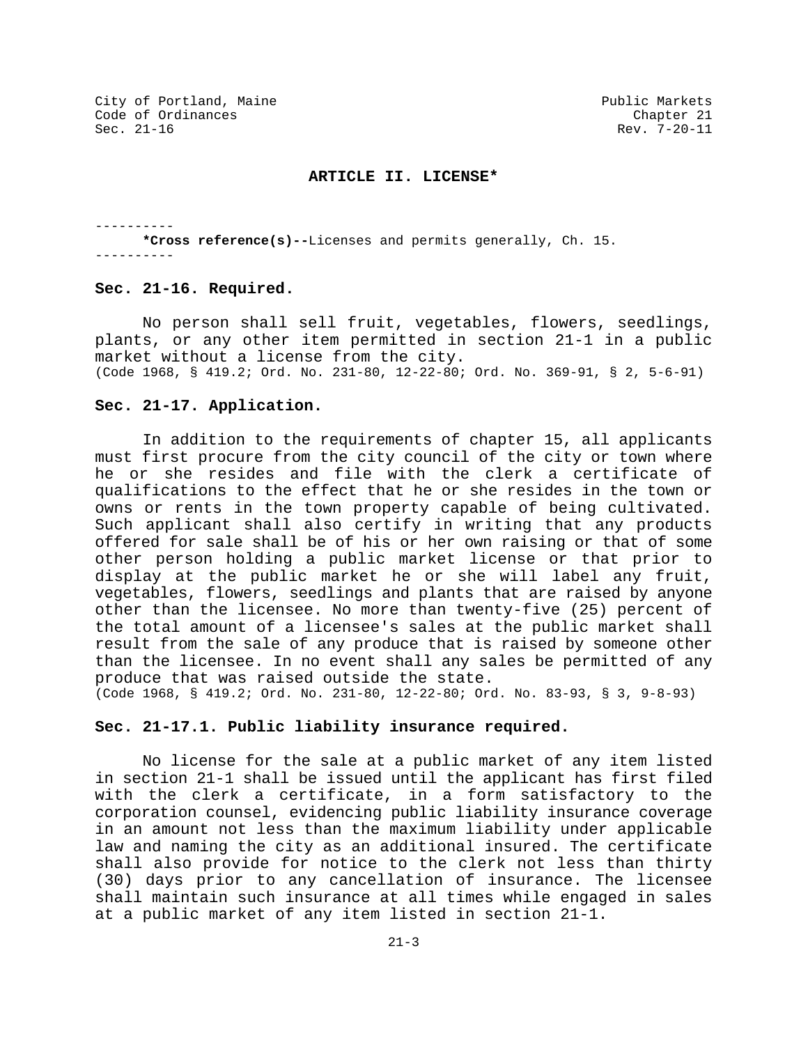## ARTICLE II. LICENSE*

----------

**\*Cross reference(s)--**Licenses and permits generally, Ch. 15.

----------

### Sec. 21-16. Required.

No person shall sell fruit, vegetables, flowers, seedlings, plants, or any other item permitted in section 21-1 in a public market without a license from the city.
(Code 1968, § 419.2; Ord. No. 231-80, 12-22-80; Ord. No. 369-91, § 2, 5-6-91)

### Sec. 21-17. Application.

In addition to the requirements of chapter 15, all applicants must first procure from the city council of the city or town where he or she resides and file with the clerk a certificate of qualifications to the effect that he or she resides in the town or owns or rents in the town property capable of being cultivated. Such applicant shall also certify in writing that any products offered for sale shall be of his or her own raising or that of some other person holding a public market license or that prior to display at the public market he or she will label any fruit, vegetables, flowers, seedlings and plants that are raised by anyone other than the licensee. No more than twenty-five (25) percent of the total amount of a licensee's sales at the public market shall result from the sale of any produce that is raised by someone other than the licensee. In no event shall any sales be permitted of any produce that was raised outside the state.
(Code 1968, § 419.2; Ord. No. 231-80, 12-22-80; Ord. No. 83-93, § 3, 9-8-93)

### Sec. 21-17.1. Public liability insurance required.

No license for the sale at a public market of any item listed in section 21-1 shall be issued until the applicant has first filed with the clerk a certificate, in a form satisfactory to the corporation counsel, evidencing public liability insurance coverage in an amount not less than the maximum liability under applicable law and naming the city as an additional insured. The certificate shall also provide for notice to the clerk not less than thirty (30) days prior to any cancellation of insurance. The licensee shall maintain such insurance at all times while engaged in sales at a public market of any item listed in section 21-1.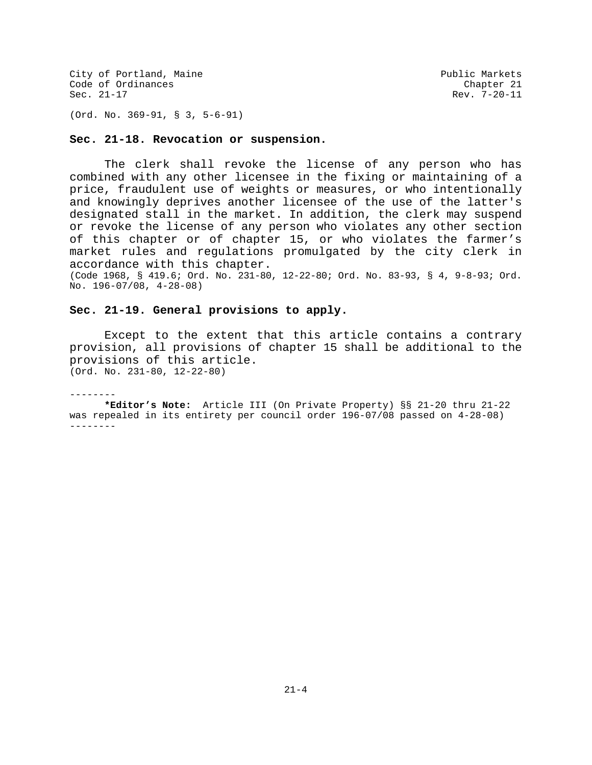(Ord. No. 369-91, § 3, 5-6-91)

**Sec. 21-18. Revocation or suspension.**

The clerk shall revoke the license of any person who has combined with any other licensee in the fixing or maintaining of a price, fraudulent use of weights or measures, or who intentionally and knowingly deprives another licensee of the use of the latter's designated stall in the market. In addition, the clerk may suspend or revoke the license of any person who violates any other section of this chapter or of chapter 15, or who violates the farmer's market rules and regulations promulgated by the city clerk in accordance with this chapter.
(Code 1968, § 419.6; Ord. No. 231-80, 12-22-80; Ord. No. 83-93, § 4, 9-8-93; Ord. No. 196-07/08, 4-28-08)

**Sec. 21-19. General provisions to apply.**

Except to the extent that this article contains a contrary provision, all provisions of chapter 15 shall be additional to the provisions of this article.
(Ord. No. 231-80, 12-22-80)

--------

**\*Editor's Note:** Article III (On Private Property) §§ 21-20 thru 21-22 was repealed in its entirety per council order 196-07/08 passed on 4-28-08)

--------